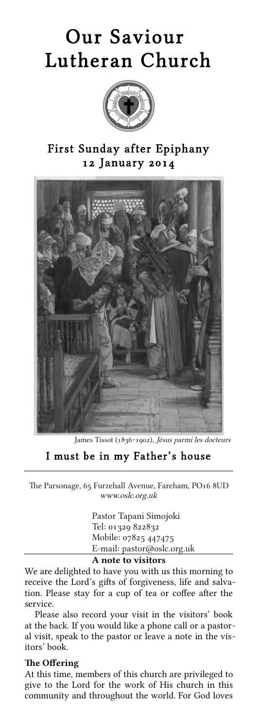# Our Saviour Lutheran Church

## First Sunday after Epiphany
## 12 January 2014

James Tissot (1836–1902), *Jésus parmi les docteurs*

## I must be in my Father's house

The Parsonage, 65 Furzehall Avenue, Fareham, PO16 8UD
*www.oslc.org.uk*

Pastor Tapani Simojoki
Tel: 01329 822832
Mobile: 07825 447475
E-mail: pastor@oslc.org.uk

**A note to visitors**

We are delighted to have you with us this morning to receive the Lord's gifts of forgiveness, life and salvation. Please stay for a cup of tea or coffee after the service.

Please also record your visit in the visitors' book at the back. If you would like a phone call or a pastoral visit, speak to the pastor or leave a note in the visitors' book.

**The Offering**

At this time, members of this church are privileged to give to the Lord for the work of His church in this community and throughout the world. For God loves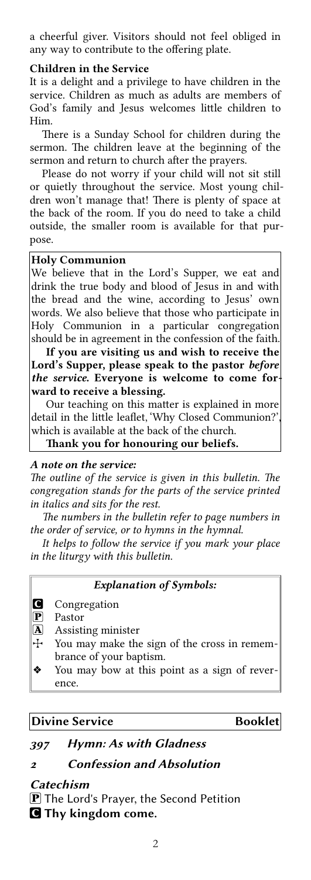a cheerful giver. Visitors should not feel obliged in any way to contribute to the offering plate.

**Children in the Service**

It is a delight and a privilege to have children in the service. Children as much as adults are members of God's family and Jesus welcomes little children to Him.

There is a Sunday School for children during the sermon. The children leave at the beginning of the sermon and return to church after the prayers.

Please do not worry if your child will not sit still or quietly throughout the service. Most young children won't manage that! There is plenty of space at the back of the room. If you do need to take a child outside, the smaller room is available for that purpose.

**Holy Communion**

We believe that in the Lord's Supper, we eat and drink the true body and blood of Jesus in and with the bread and the wine, according to Jesus' own words. We also believe that those who participate in Holy Communion in a particular congregation should be in agreement in the confession of the faith.

**If you are visiting us and wish to receive the Lord's Supper, please speak to the pastor *before the service.* Everyone is welcome to come forward to receive a blessing.**

Our teaching on this matter is explained in more detail in the little leaflet, 'Why Closed Communion?', which is available at the back of the church.

**Thank you for honouring our beliefs.**

***A note on the service:***

*The outline of the service is given in this bulletin. The congregation stands for the parts of the service printed in italics and sits for the rest.*

*The numbers in the bulletin refer to page numbers in the order of service, or to hymns in the hymnal.*

*It helps to follow the service if you mark your place in the liturgy with this bulletin.*

***Explanation of Symbols:***

- **C** Congregation
- **P** Pastor
- **A** Assisting minister
- ☩ You may make the sign of the cross in remembrance of your baptism.
- ❖ You may bow at this point as a sign of reverence.

**Divine Service** **Booklet**

***397 Hymn: As with Gladness***

***2 Confession and Absolution***

***Catechism***

**P** The Lord's Prayer, the Second Petition

**C** **Thy kingdom come.**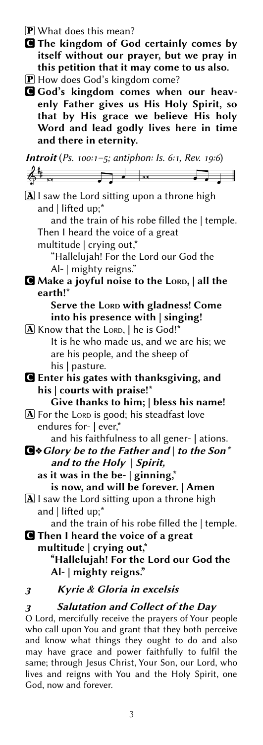**P** What does this mean?

**C The kingdom of God certainly comes by itself without our prayer, but we pray in this petition that it may come to us also.**

**P** How does God's kingdom come?

**C God's kingdom comes when our heavenly Father gives us His Holy Spirit, so that by His grace we believe His holy Word and lead godly lives here in time and there in eternity.**

***Introit*** (*Ps. 100:1–5; antiphon: Is. 6:1, Rev. 19:6*)

**A** I saw the Lord sitting upon a throne high and | lifted up;*
  and the train of his robe filled the | temple.
Then I heard the voice of a great multitude | crying out,*
  "Hallelujah! For the Lord our God the Al- | mighty reigns."

**C Make a joyful noise to the LORD, | all the earth!*
  Serve the LORD with gladness! Come into his presence with | singing!**

**A** Know that the LORD, | he is God!*
  It is he who made us, and we are his; we are his people, and the sheep of his | pasture.

**C Enter his gates with thanksgiving, and his | courts with praise!*
  Give thanks to him; | bless his name!**

**A** For the LORD is good; his steadfast love endures for- | ever,*
  and his faithfulness to all gener- | ations.

**C** ❖ ***Glory be to the Father and | to the Son*
  and to the Holy | Spirit,***
**as it was in the be- | ginning,*
  is now, and will be forever. | Amen**

**A** I saw the Lord sitting upon a throne high and | lifted up;*
  and the train of his robe filled the | temple.

**C Then I heard the voice of a great multitude | crying out,*
  "Hallelujah! For the Lord our God the Al- | mighty reigns."**

*3* ***Kyrie & Gloria in excelsis***

*3* ***Salutation and Collect of the Day***

O Lord, mercifully receive the prayers of Your people who call upon You and grant that they both perceive and know what things they ought to do and also may have grace and power faithfully to fulfil the same; through Jesus Christ, Your Son, our Lord, who lives and reigns with You and the Holy Spirit, one God, now and forever.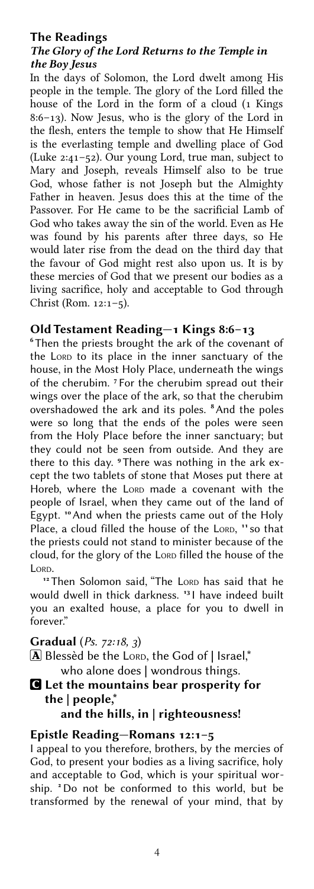## The Readings

### *The Glory of the Lord Returns to the Temple in the Boy Jesus*

In the days of Solomon, the Lord dwelt among His people in the temple. The glory of the Lord filled the house of the Lord in the form of a cloud (1 Kings 8:6–13). Now Jesus, who is the glory of the Lord in the flesh, enters the temple to show that He Himself is the everlasting temple and dwelling place of God (Luke 2:41–52). Our young Lord, true man, subject to Mary and Joseph, reveals Himself also to be true God, whose father is not Joseph but the Almighty Father in heaven. Jesus does this at the time of the Passover. For He came to be the sacrificial Lamb of God who takes away the sin of the world. Even as He was found by his parents after three days, so He would later rise from the dead on the third day that the favour of God might rest also upon us. It is by these mercies of God that we present our bodies as a living sacrifice, holy and acceptable to God through Christ (Rom. 12:1–5).

### Old Testament Reading—1 Kings 8:6–13

[6] Then the priests brought the ark of the covenant of the LORD to its place in the inner sanctuary of the house, in the Most Holy Place, underneath the wings of the cherubim. [7] For the cherubim spread out their wings over the place of the ark, so that the cherubim overshadowed the ark and its poles. [8] And the poles were so long that the ends of the poles were seen from the Holy Place before the inner sanctuary; but they could not be seen from outside. And they are there to this day. [9] There was nothing in the ark except the two tablets of stone that Moses put there at Horeb, where the LORD made a covenant with the people of Israel, when they came out of the land of Egypt. [10] And when the priests came out of the Holy Place, a cloud filled the house of the LORD, [11] so that the priests could not stand to minister because of the cloud, for the glory of the LORD filled the house of the LORD.

[12] Then Solomon said, "The LORD has said that he would dwell in thick darkness. [13] I have indeed built you an exalted house, a place for you to dwell in forever."

### Gradual (*Ps. 72:18, 3*)

**A** Blessèd be the LORD, the God of | Israel,*
who alone does | wondrous things.

**C** **Let the mountains bear prosperity for the | people,***
**and the hills, in | righteousness!**

### Epistle Reading—Romans 12:1–5

I appeal to you therefore, brothers, by the mercies of God, to present your bodies as a living sacrifice, holy and acceptable to God, which is your spiritual worship. [2] Do not be conformed to this world, but be transformed by the renewal of your mind, that by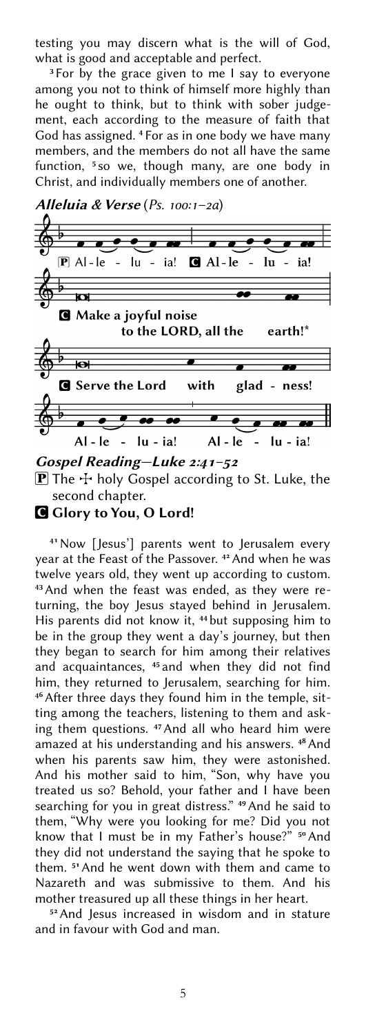testing you may discern what is the will of God, what is good and acceptable and perfect.

[3] For by the grace given to me I say to everyone among you not to think of himself more highly than he ought to think, but to think with sober judgement, each according to the measure of faith that God has assigned. [4] For as in one body we have many members, and the members do not all have the same function, [5] so we, though many, are one body in Christ, and individually members one of another.

### *Alleluia & Verse* (*Ps. 100:1–2a*)

**P** Al - le - lu - ia! **C** **Al - le - lu - ia!**

**C** **Make a joyful noise to the LORD, all the earth!***

**C** **Serve the Lord with glad - ness!**

**Al - le - lu - ia! Al - le - lu - ia!**

### *Gospel Reading—Luke 2:41–52*

**P** The ☩ holy Gospel according to St. Luke, the second chapter.

**C** **Glory to You, O Lord!**

[41] Now [Jesus'] parents went to Jerusalem every year at the Feast of the Passover. [42] And when he was twelve years old, they went up according to custom. [43] And when the feast was ended, as they were returning, the boy Jesus stayed behind in Jerusalem. His parents did not know it, [44] but supposing him to be in the group they went a day's journey, but then they began to search for him among their relatives and acquaintances, [45] and when they did not find him, they returned to Jerusalem, searching for him. [46] After three days they found him in the temple, sitting among the teachers, listening to them and asking them questions. [47] And all who heard him were amazed at his understanding and his answers. [48] And when his parents saw him, they were astonished. And his mother said to him, "Son, why have you treated us so? Behold, your father and I have been searching for you in great distress." [49] And he said to them, "Why were you looking for me? Did you not know that I must be in my Father's house?" [50] And they did not understand the saying that he spoke to them. [51] And he went down with them and came to Nazareth and was submissive to them. And his mother treasured up all these things in her heart.

[52] And Jesus increased in wisdom and in stature and in favour with God and man.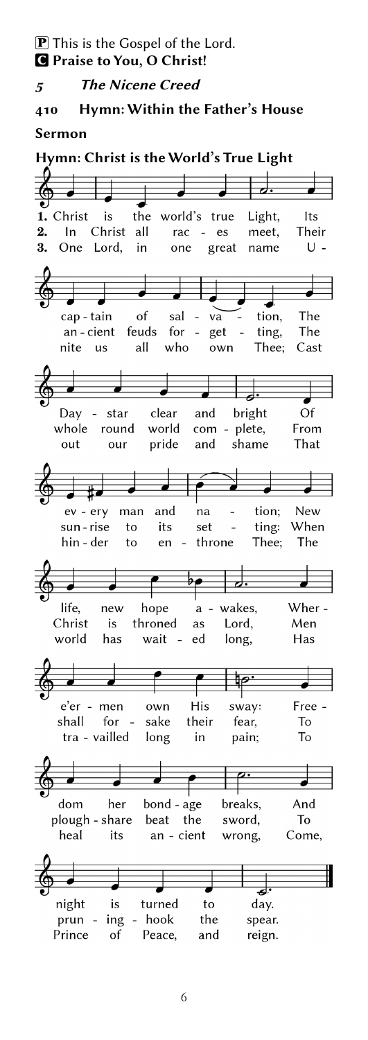**P** This is the Gospel of the Lord.
**C Praise to You, O Christ!**

*5* ***The Nicene Creed***

**410 Hymn: Within the Father's House**

**Sermon**

**Hymn: Christ is the World's True Light**

**1.** Christ is the world's true Light, Its captain of salvation, The Day-star clear and bright Of every man and nation; New life, new hope awakes, Where'er men own His sway: Freedom her bondage breaks, And night is turned to day.

**2.** In Christ all races meet, Their ancient feuds forgetting, The whole round world complete, From sunrise to its setting: When Christ is throned as Lord, Men shall forsake their fear, To ploughshare beat the sword, To pruning-hook the spear.

**3.** One Lord, in one great name Unite us all who own Thee; Cast out our pride and shame That hinder to enthrone Thee; The world has waited long, Has travailled long in pain; To heal its ancient wrong, Come, Prince of Peace, and reign.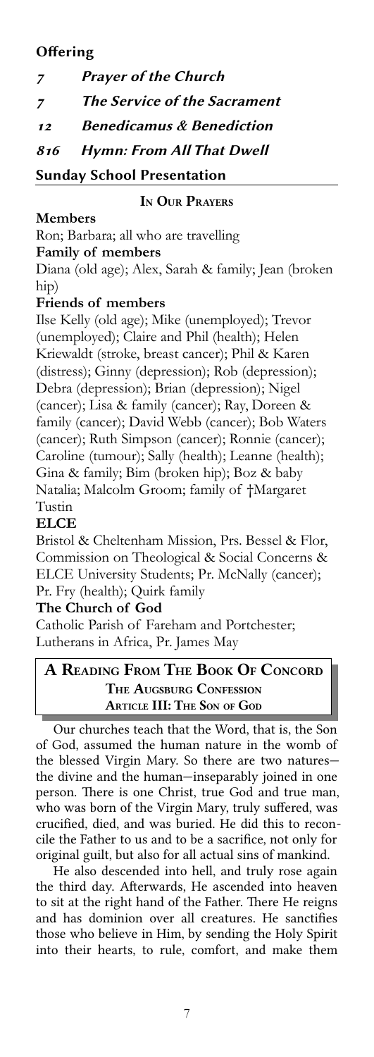**Offering**

*7 Prayer of the Church*

*7 The Service of the Sacrament*

*12 Benedicamus & Benediction*

*816 Hymn: From All That Dwell*

**Sunday School Presentation**

## In Our Prayers

**Members**

Ron; Barbara; all who are travelling

**Family of members**

Diana (old age); Alex, Sarah & family; Jean (broken hip)

**Friends of members**

Ilse Kelly (old age); Mike (unemployed); Trevor (unemployed); Claire and Phil (health); Helen Kriewaldt (stroke, breast cancer); Phil & Karen (distress); Ginny (depression); Rob (depression); Debra (depression); Brian (depression); Nigel (cancer); Lisa & family (cancer); Ray, Doreen & family (cancer); David Webb (cancer); Bob Waters (cancer); Ruth Simpson (cancer); Ronnie (cancer); Caroline (tumour); Sally (health); Leanne (health); Gina & family; Bim (broken hip); Boz & baby Natalia; Malcolm Groom; family of †Margaret Tustin

**ELCE**

Bristol & Cheltenham Mission, Prs. Bessel & Flor, Commission on Theological & Social Concerns & ELCE University Students; Pr. McNally (cancer); Pr. Fry (health); Quirk family

**The Church of God**

Catholic Parish of Fareham and Portchester; Lutherans in Africa, Pr. James May

## A Reading From The Book Of Concord
### The Augsburg Confession
### Article III: The Son of God

Our churches teach that the Word, that is, the Son of God, assumed the human nature in the womb of the blessed Virgin Mary. So there are two natures—the divine and the human—inseparably joined in one person. There is one Christ, true God and true man, who was born of the Virgin Mary, truly suffered, was crucified, died, and was buried. He did this to reconcile the Father to us and to be a sacrifice, not only for original guilt, but also for all actual sins of mankind.

He also descended into hell, and truly rose again the third day. Afterwards, He ascended into heaven to sit at the right hand of the Father. There He reigns and has dominion over all creatures. He sanctifies those who believe in Him, by sending the Holy Spirit into their hearts, to rule, comfort, and make them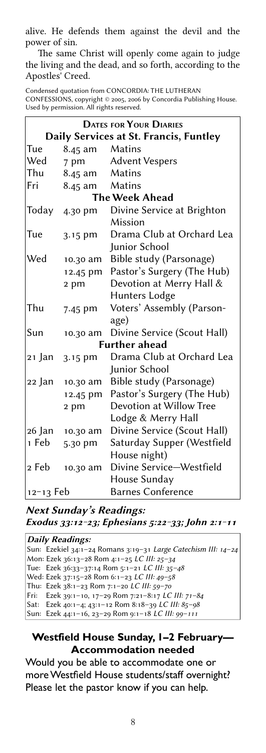alive. He defends them against the devil and the power of sin.

The same Christ will openly come again to judge the living and the dead, and so forth, according to the Apostles' Creed.

Condensed quotation from CONCORDIA: THE LUTHERAN CONFESSIONS, copyright © 2005, 2006 by Concordia Publishing House. Used by permission. All rights reserved.

| Dates for Your Diaries | | |
|---|---|---|
| **Daily Services at St. Francis, Funtley** | | |
| Tue | 8.45 am | Matins |
| Wed | 7 pm | Advent Vespers |
| Thu | 8.45 am | Matins |
| Fri | 8.45 am | Matins |
| **The Week Ahead** | | |
| Today | 4.30 pm | Divine Service at Brighton Mission |
| Tue | 3.15 pm | Drama Club at Orchard Lea Junior School |
| Wed | 10.30 am | Bible study (Parsonage) |
| | 12.45 pm | Pastor's Surgery (The Hub) |
| | 2 pm | Devotion at Merry Hall & Hunters Lodge |
| Thu | 7.45 pm | Voters' Assembly (Parsonage) |
| Sun | 10.30 am | Divine Service (Scout Hall) |
| **Further ahead** | | |
| 21 Jan | 3.15 pm | Drama Club at Orchard Lea Junior School |
| 22 Jan | 10.30 am | Bible study (Parsonage) |
| | 12.45 pm | Pastor's Surgery (The Hub) |
| | 2 pm | Devotion at Willow Tree Lodge & Merry Hall |
| 26 Jan | 10.30 am | Divine Service (Scout Hall) |
| 1 Feb | 5.30 pm | Saturday Supper (Westfield House night) |
| 2 Feb | 10.30 am | Divine Service—Westfield House Sunday |
| 12–13 Feb | | Barnes Conference |

### *Next Sunday's Readings: Exodus 33:12–23; Ephesians 5:22–33; John 2:1–11*

***Daily Readings:***

Sun: Ezekiel 34:1–24 Romans 3:19–31 *Large Catechism III: 14–24*
Mon: Ezek 36:13–28 Rom 4:1–25 *LC III: 25–34*
Tue: Ezek 36:33–37:14 Rom 5:1–21 *LC III: 35–48*
Wed: Ezek 37:15–28 Rom 6:1–23 *LC III: 49–58*
Thu: Ezek 38:1–23 Rom 7:1–20 *LC III: 59–70*
Fri: Ezek 39:1–10, 17–29 Rom 7:21–8:17 *LC III: 71–84*
Sat: Ezek 40:1–4; 43:1–12 Rom 8:18–39 *LC III: 85–98*
Sun: Ezek 44:1–16, 23–29 Rom 9:1–18 *LC III: 99–111*

## Westfield House Sunday, 1–2 February—Accommodation needed

Would you be able to accommodate one or more Westfield House students/staff overnight? Please let the pastor know if you can help.